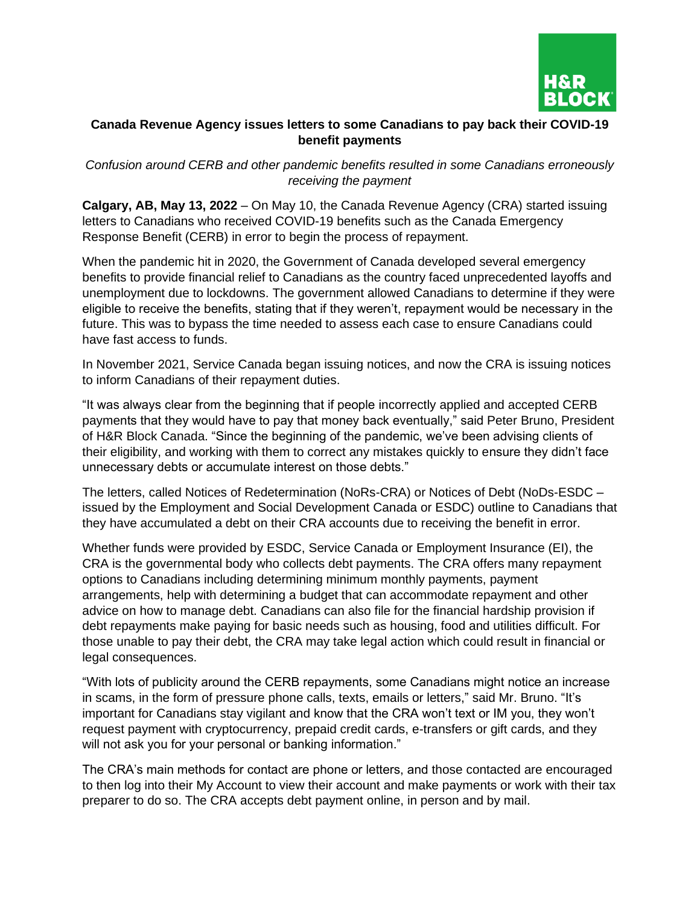# Canada Revenue Agency issues letters to some Canadians to pay back their COVID-19 benefit payments

*Confusion around CERB and other pandemic benefits resulted in some Canadians erroneously receiving the payment*

**Calgary, AB, May 13, 2022** – On May 10, the Canada Revenue Agency (CRA) started issuing letters to Canadians who received COVID-19 benefits such as the Canada Emergency Response Benefit (CERB) in error to begin the process of repayment.

When the pandemic hit in 2020, the Government of Canada developed several emergency benefits to provide financial relief to Canadians as the country faced unprecedented layoffs and unemployment due to lockdowns. The government allowed Canadians to determine if they were eligible to receive the benefits, stating that if they weren't, repayment would be necessary in the future. This was to bypass the time needed to assess each case to ensure Canadians could have fast access to funds.

In November 2021, Service Canada began issuing notices, and now the CRA is issuing notices to inform Canadians of their repayment duties.

"It was always clear from the beginning that if people incorrectly applied and accepted CERB payments that they would have to pay that money back eventually," said Peter Bruno, President of H&R Block Canada. "Since the beginning of the pandemic, we've been advising clients of their eligibility, and working with them to correct any mistakes quickly to ensure they didn't face unnecessary debts or accumulate interest on those debts."

The letters, called Notices of Redetermination (NoRs-CRA) or Notices of Debt (NoDs-ESDC – issued by the Employment and Social Development Canada or ESDC) outline to Canadians that they have accumulated a debt on their CRA accounts due to receiving the benefit in error.

Whether funds were provided by ESDC, Service Canada or Employment Insurance (EI), the CRA is the governmental body who collects debt payments. The CRA offers many repayment options to Canadians including determining minimum monthly payments, payment arrangements, help with determining a budget that can accommodate repayment and other advice on how to manage debt. Canadians can also file for the financial hardship provision if debt repayments make paying for basic needs such as housing, food and utilities difficult. For those unable to pay their debt, the CRA may take legal action which could result in financial or legal consequences.

"With lots of publicity around the CERB repayments, some Canadians might notice an increase in scams, in the form of pressure phone calls, texts, emails or letters," said Mr. Bruno. "It's important for Canadians stay vigilant and know that the CRA won't text or IM you, they won't request payment with cryptocurrency, prepaid credit cards, e-transfers or gift cards, and they will not ask you for your personal or banking information."

The CRA's main methods for contact are phone or letters, and those contacted are encouraged to then log into their My Account to view their account and make payments or work with their tax preparer to do so. The CRA accepts debt payment online, in person and by mail.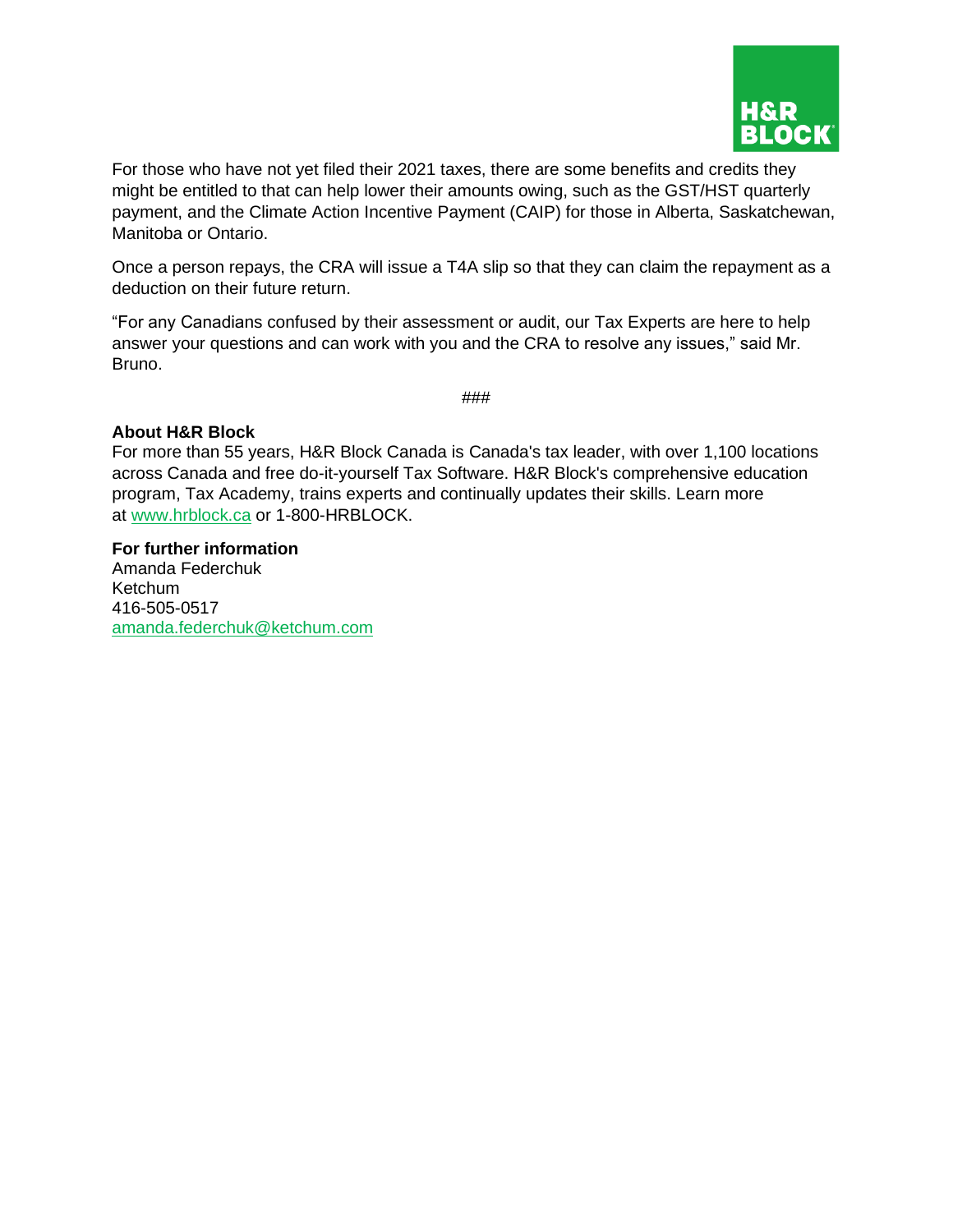For those who have not yet filed their 2021 taxes, there are some benefits and credits they might be entitled to that can help lower their amounts owing, such as the GST/HST quarterly payment, and the Climate Action Incentive Payment (CAIP) for those in Alberta, Saskatchewan, Manitoba or Ontario.

Once a person repays, the CRA will issue a T4A slip so that they can claim the repayment as a deduction on their future return.

“For any Canadians confused by their assessment or audit, our Tax Experts are here to help answer your questions and can work with you and the CRA to resolve any issues,” said Mr. Bruno.

###

**About H&R Block**
For more than 55 years, H&R Block Canada is Canada's tax leader, with over 1,100 locations across Canada and free do-it-yourself Tax Software. H&R Block's comprehensive education program, Tax Academy, trains experts and continually updates their skills. Learn more at www.hrblock.ca or 1-800-HRBLOCK.

**For further information**
Amanda Federchuk
Ketchum
416-505-0517
amanda.federchuk@ketchum.com